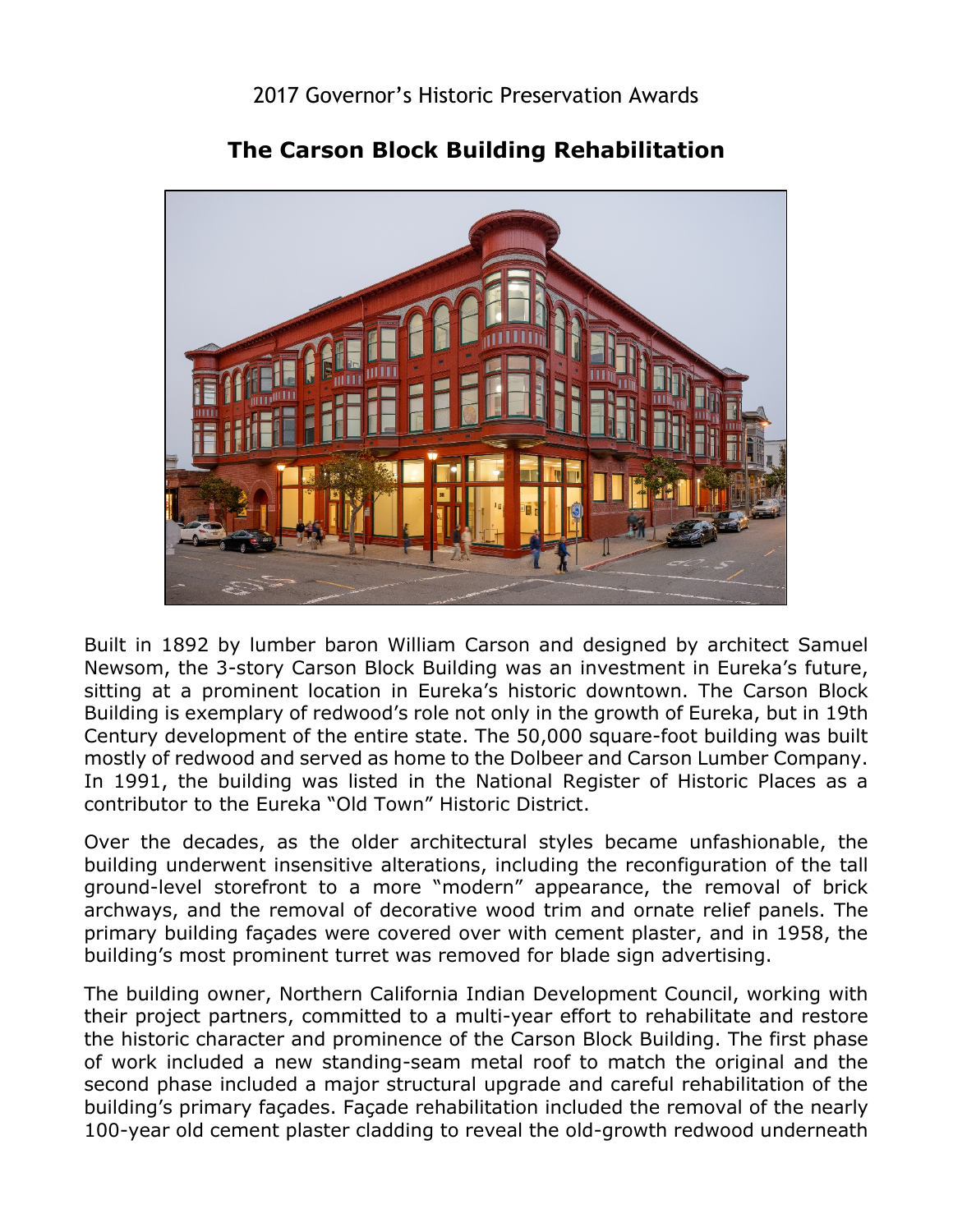2017 Governor's Historic Preservation Awards

# The Carson Block Building Rehabilitation

Built in 1892 by lumber baron William Carson and designed by architect Samuel Newsom, the 3-story Carson Block Building was an investment in Eureka's future, sitting at a prominent location in Eureka's historic downtown. The Carson Block Building is exemplary of redwood's role not only in the growth of Eureka, but in 19th Century development of the entire state. The 50,000 square-foot building was built mostly of redwood and served as home to the Dolbeer and Carson Lumber Company. In 1991, the building was listed in the National Register of Historic Places as a contributor to the Eureka "Old Town" Historic District.

Over the decades, as the older architectural styles became unfashionable, the building underwent insensitive alterations, including the reconfiguration of the tall ground-level storefront to a more "modern" appearance, the removal of brick archways, and the removal of decorative wood trim and ornate relief panels. The primary building façades were covered over with cement plaster, and in 1958, the building's most prominent turret was removed for blade sign advertising.

The building owner, Northern California Indian Development Council, working with their project partners, committed to a multi-year effort to rehabilitate and restore the historic character and prominence of the Carson Block Building. The first phase of work included a new standing-seam metal roof to match the original and the second phase included a major structural upgrade and careful rehabilitation of the building's primary façades. Façade rehabilitation included the removal of the nearly 100-year old cement plaster cladding to reveal the old-growth redwood underneath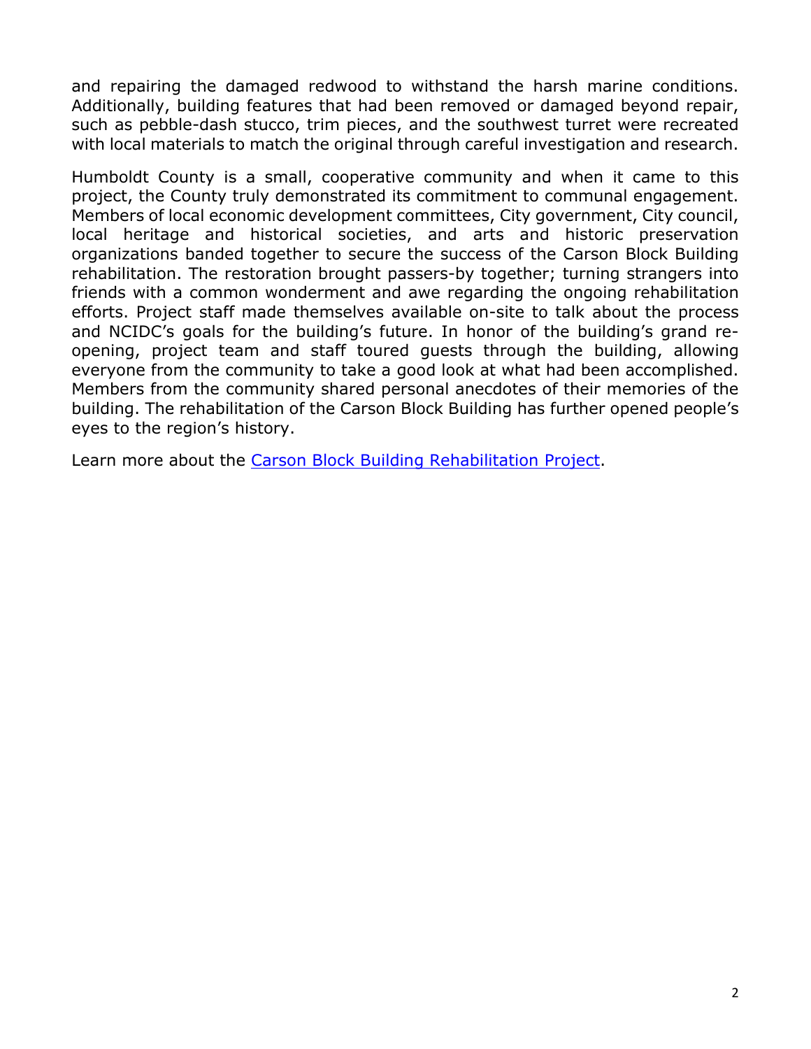and repairing the damaged redwood to withstand the harsh marine conditions. Additionally, building features that had been removed or damaged beyond repair, such as pebble-dash stucco, trim pieces, and the southwest turret were recreated with local materials to match the original through careful investigation and research.

Humboldt County is a small, cooperative community and when it came to this project, the County truly demonstrated its commitment to communal engagement. Members of local economic development committees, City government, City council, local heritage and historical societies, and arts and historic preservation organizations banded together to secure the success of the Carson Block Building rehabilitation. The restoration brought passers-by together; turning strangers into friends with a common wonderment and awe regarding the ongoing rehabilitation efforts. Project staff made themselves available on-site to talk about the process and NCIDC's goals for the building's future. In honor of the building's grand re-opening, project team and staff toured guests through the building, allowing everyone from the community to take a good look at what had been accomplished. Members from the community shared personal anecdotes of their memories of the building. The rehabilitation of the Carson Block Building has further opened people's eyes to the region's history.

Learn more about the Carson Block Building Rehabilitation Project.